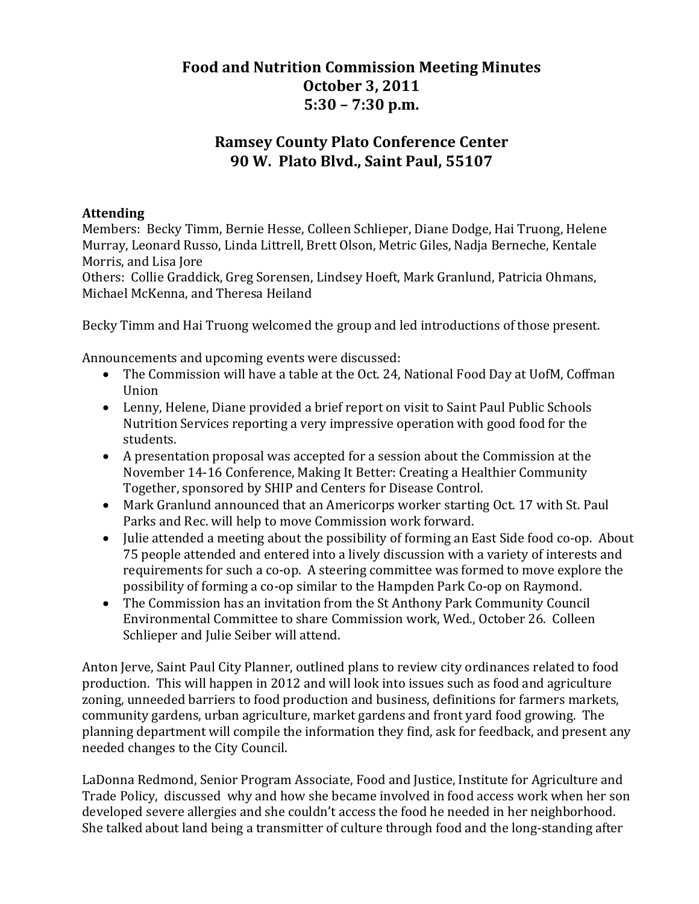# Food and Nutrition Commission Meeting Minutes
# October 3, 2011
# 5:30 – 7:30 p.m.

## Ramsey County Plato Conference Center
## 90 W. Plato Blvd., Saint Paul, 55107

**Attending**

Members: Becky Timm, Bernie Hesse, Colleen Schlieper, Diane Dodge, Hai Truong, Helene Murray, Leonard Russo, Linda Littrell, Brett Olson, Metric Giles, Nadja Berneche, Kentale Morris, and Lisa Jore

Others: Collie Graddick, Greg Sorensen, Lindsey Hoeft, Mark Granlund, Patricia Ohmans, Michael McKenna, and Theresa Heiland

Becky Timm and Hai Truong welcomed the group and led introductions of those present.

Announcements and upcoming events were discussed:

- The Commission will have a table at the Oct. 24, National Food Day at UofM, Coffman Union
- Lenny, Helene, Diane provided a brief report on visit to Saint Paul Public Schools Nutrition Services reporting a very impressive operation with good food for the students.
- A presentation proposal was accepted for a session about the Commission at the November 14-16 Conference, Making It Better: Creating a Healthier Community Together, sponsored by SHIP and Centers for Disease Control.
- Mark Granlund announced that an Americorps worker starting Oct. 17 with St. Paul Parks and Rec. will help to move Commission work forward.
- Julie attended a meeting about the possibility of forming an East Side food co-op. About 75 people attended and entered into a lively discussion with a variety of interests and requirements for such a co-op. A steering committee was formed to move explore the possibility of forming a co-op similar to the Hampden Park Co-op on Raymond.
- The Commission has an invitation from the St Anthony Park Community Council Environmental Committee to share Commission work, Wed., October 26. Colleen Schlieper and Julie Seiber will attend.

Anton Jerve, Saint Paul City Planner, outlined plans to review city ordinances related to food production. This will happen in 2012 and will look into issues such as food and agriculture zoning, unneeded barriers to food production and business, definitions for farmers markets, community gardens, urban agriculture, market gardens and front yard food growing. The planning department will compile the information they find, ask for feedback, and present any needed changes to the City Council.

LaDonna Redmond, Senior Program Associate, Food and Justice, Institute for Agriculture and Trade Policy, discussed why and how she became involved in food access work when her son developed severe allergies and she couldn't access the food he needed in her neighborhood. She talked about land being a transmitter of culture through food and the long-standing after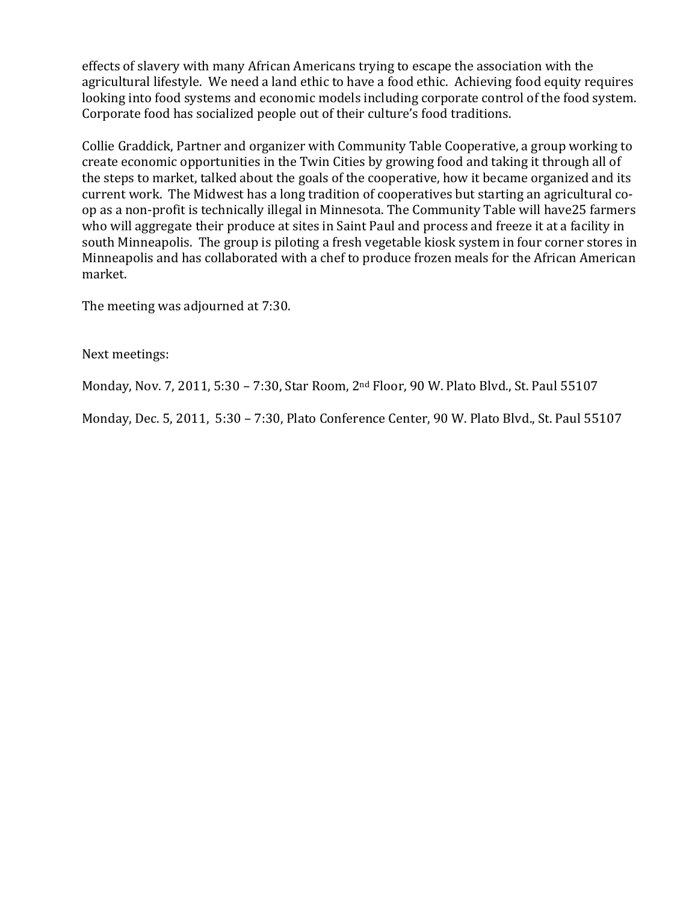effects of slavery with many African Americans trying to escape the association with the agricultural lifestyle. We need a land ethic to have a food ethic. Achieving food equity requires looking into food systems and economic models including corporate control of the food system. Corporate food has socialized people out of their culture's food traditions.

Collie Graddick, Partner and organizer with Community Table Cooperative, a group working to create economic opportunities in the Twin Cities by growing food and taking it through all of the steps to market, talked about the goals of the cooperative, how it became organized and its current work. The Midwest has a long tradition of cooperatives but starting an agricultural co-op as a non-profit is technically illegal in Minnesota. The Community Table will have25 farmers who will aggregate their produce at sites in Saint Paul and process and freeze it at a facility in south Minneapolis. The group is piloting a fresh vegetable kiosk system in four corner stores in Minneapolis and has collaborated with a chef to produce frozen meals for the African American market.

The meeting was adjourned at 7:30.

Next meetings:

Monday, Nov. 7, 2011, 5:30 – 7:30, Star Room, 2nd Floor, 90 W. Plato Blvd., St. Paul 55107

Monday, Dec. 5, 2011, 5:30 – 7:30, Plato Conference Center, 90 W. Plato Blvd., St. Paul 55107